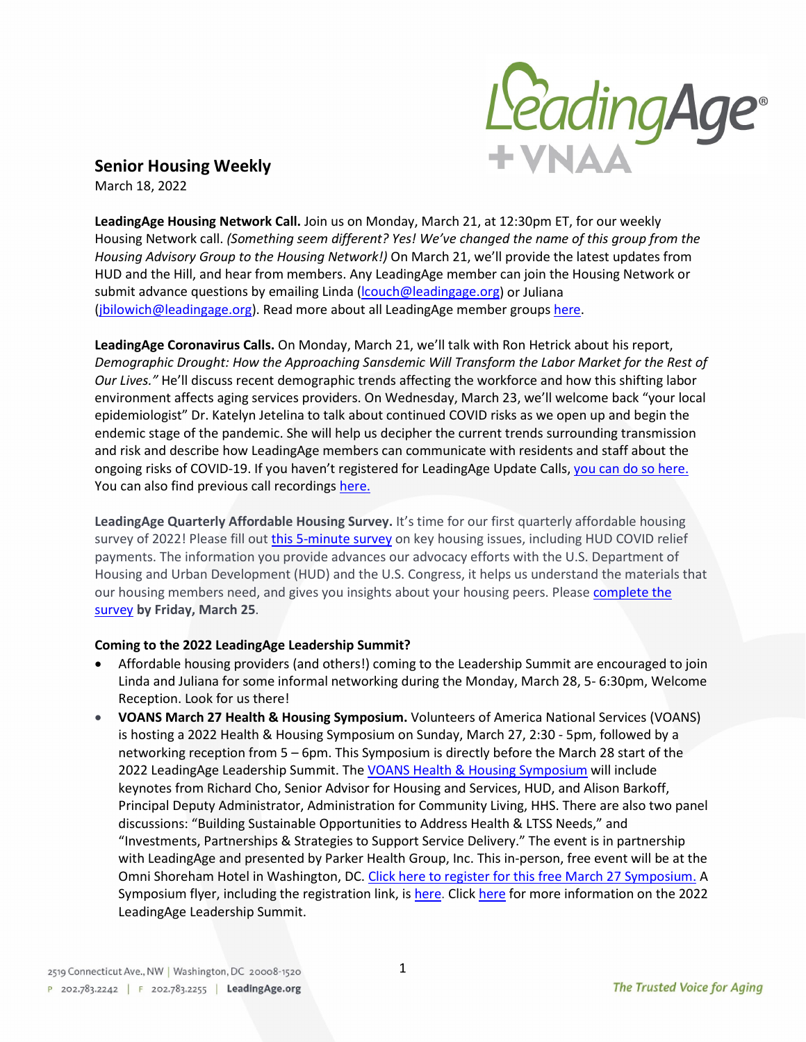## Senior Housing Weekly

March 18, 2022

**LeadingAge Housing Network Call.** Join us on Monday, March 21, at 12:30pm ET, for our weekly Housing Network call. *(Something seem different? Yes! We've changed the name of this group from the Housing Advisory Group to the Housing Network!)* On March 21, we'll provide the latest updates from HUD and the Hill, and hear from members. Any LeadingAge member can join the Housing Network or submit advance questions by emailing Linda (lcouch@leadingage.org) or Juliana (jbilowich@leadingage.org). Read more about all LeadingAge member groups here.

**LeadingAge Coronavirus Calls.** On Monday, March 21, we'll talk with Ron Hetrick about his report, *Demographic Drought: How the Approaching Sansdemic Will Transform the Labor Market for the Rest of Our Lives."* He'll discuss recent demographic trends affecting the workforce and how this shifting labor environment affects aging services providers. On Wednesday, March 23, we'll welcome back "your local epidemiologist" Dr. Katelyn Jetelina to talk about continued COVID risks as we open up and begin the endemic stage of the pandemic. She will help us decipher the current trends surrounding transmission and risk and describe how LeadingAge members can communicate with residents and staff about the ongoing risks of COVID-19. If you haven't registered for LeadingAge Update Calls, you can do so here. You can also find previous call recordings here.

**LeadingAge Quarterly Affordable Housing Survey.** It's time for our first quarterly affordable housing survey of 2022! Please fill out this 5-minute survey on key housing issues, including HUD COVID relief payments. The information you provide advances our advocacy efforts with the U.S. Department of Housing and Urban Development (HUD) and the U.S. Congress, it helps us understand the materials that our housing members need, and gives you insights about your housing peers. Please complete the survey **by Friday, March 25**.

**Coming to the 2022 LeadingAge Leadership Summit?**

- Affordable housing providers (and others!) coming to the Leadership Summit are encouraged to join Linda and Juliana for some informal networking during the Monday, March 28, 5- 6:30pm, Welcome Reception. Look for us there!
- **VOANS March 27 Health & Housing Symposium.** Volunteers of America National Services (VOANS) is hosting a 2022 Health & Housing Symposium on Sunday, March 27, 2:30 - 5pm, followed by a networking reception from 5 – 6pm. This Symposium is directly before the March 28 start of the 2022 LeadingAge Leadership Summit. The VOANS Health & Housing Symposium will include keynotes from Richard Cho, Senior Advisor for Housing and Services, HUD, and Alison Barkoff, Principal Deputy Administrator, Administration for Community Living, HHS. There are also two panel discussions: "Building Sustainable Opportunities to Address Health & LTSS Needs," and "Investments, Partnerships & Strategies to Support Service Delivery." The event is in partnership with LeadingAge and presented by Parker Health Group, Inc. This in-person, free event will be at the Omni Shoreham Hotel in Washington, DC. Click here to register for this free March 27 Symposium. A Symposium flyer, including the registration link, is here. Click here for more information on the 2022 LeadingAge Leadership Summit.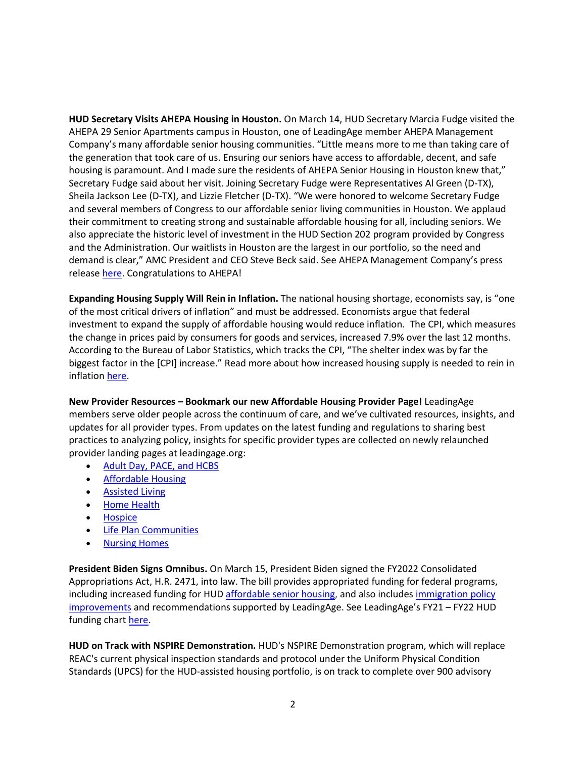**HUD Secretary Visits AHEPA Housing in Houston.** On March 14, HUD Secretary Marcia Fudge visited the AHEPA 29 Senior Apartments campus in Houston, one of LeadingAge member AHEPA Management Company's many affordable senior housing communities. "Little means more to me than taking care of the generation that took care of us. Ensuring our seniors have access to affordable, decent, and safe housing is paramount. And I made sure the residents of AHEPA Senior Housing in Houston knew that," Secretary Fudge said about her visit. Joining Secretary Fudge were Representatives Al Green (D-TX), Sheila Jackson Lee (D-TX), and Lizzie Fletcher (D-TX). "We were honored to welcome Secretary Fudge and several members of Congress to our affordable senior living communities in Houston. We applaud their commitment to creating strong and sustainable affordable housing for all, including seniors. We also appreciate the historic level of investment in the HUD Section 202 program provided by Congress and the Administration. Our waitlists in Houston are the largest in our portfolio, so the need and demand is clear," AMC President and CEO Steve Beck said. See AHEPA Management Company's press release [here](). Congratulations to AHEPA!

**Expanding Housing Supply Will Rein in Inflation.** The national housing shortage, economists say, is "one of the most critical drivers of inflation" and must be addressed. Economists argue that federal investment to expand the supply of affordable housing would reduce inflation. The CPI, which measures the change in prices paid by consumers for goods and services, increased 7.9% over the last 12 months. According to the Bureau of Labor Statistics, which tracks the CPI, "The shelter index was by far the biggest factor in the [CPI] increase." Read more about how increased housing supply is needed to rein in inflation [here]().

**New Provider Resources – Bookmark our new Affordable Housing Provider Page!** LeadingAge members serve older people across the continuum of care, and we've cultivated resources, insights, and updates for all provider types. From updates on the latest funding and regulations to sharing best practices to analyzing policy, insights for specific provider types are collected on newly relaunched provider landing pages at leadingage.org:

- [Adult Day, PACE, and HCBS]()
- [Affordable Housing]()
- [Assisted Living]()
- [Home Health]()
- [Hospice]()
- [Life Plan Communities]()
- [Nursing Homes]()

**President Biden Signs Omnibus.** On March 15, President Biden signed the FY2022 Consolidated Appropriations Act, H.R. 2471, into law. The bill provides appropriated funding for federal programs, including increased funding for HUD [affordable senior housing](), and also includes [immigration policy improvements]() and recommendations supported by LeadingAge. See LeadingAge's FY21 – FY22 HUD funding chart [here]().

**HUD on Track with NSPIRE Demonstration.** HUD's NSPIRE Demonstration program, which will replace REAC's current physical inspection standards and protocol under the Uniform Physical Condition Standards (UPCS) for the HUD-assisted housing portfolio, is on track to complete over 900 advisory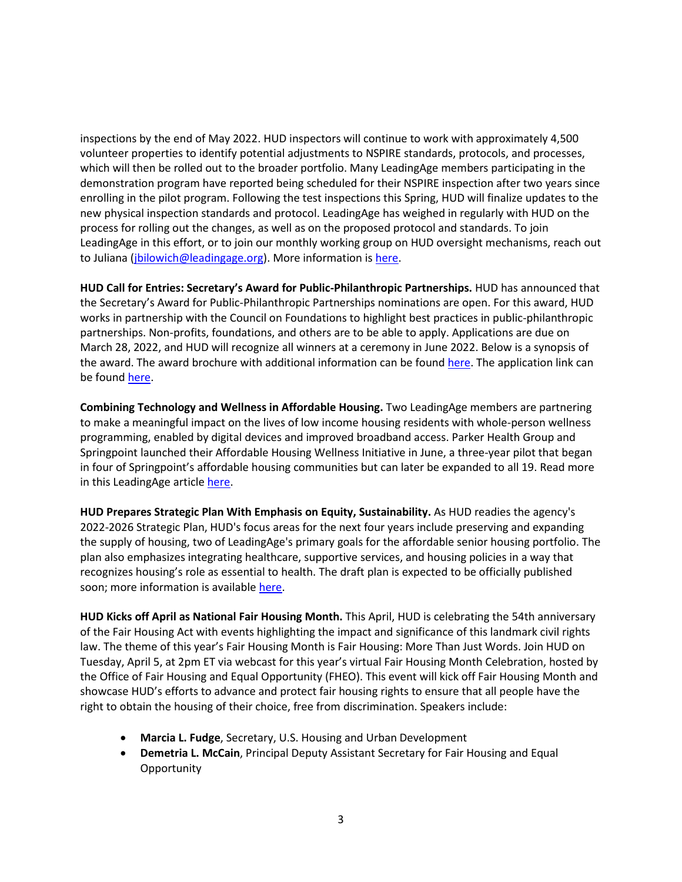inspections by the end of May 2022. HUD inspectors will continue to work with approximately 4,500 volunteer properties to identify potential adjustments to NSPIRE standards, protocols, and processes, which will then be rolled out to the broader portfolio. Many LeadingAge members participating in the demonstration program have reported being scheduled for their NSPIRE inspection after two years since enrolling in the pilot program. Following the test inspections this Spring, HUD will finalize updates to the new physical inspection standards and protocol. LeadingAge has weighed in regularly with HUD on the process for rolling out the changes, as well as on the proposed protocol and standards. To join LeadingAge in this effort, or to join our monthly working group on HUD oversight mechanisms, reach out to Juliana (jbilowich@leadingage.org). More information is here.

**HUD Call for Entries: Secretary's Award for Public-Philanthropic Partnerships.** HUD has announced that the Secretary's Award for Public-Philanthropic Partnerships nominations are open. For this award, HUD works in partnership with the Council on Foundations to highlight best practices in public-philanthropic partnerships. Non-profits, foundations, and others are to be able to apply. Applications are due on March 28, 2022, and HUD will recognize all winners at a ceremony in June 2022. Below is a synopsis of the award. The award brochure with additional information can be found here. The application link can be found here.

**Combining Technology and Wellness in Affordable Housing.** Two LeadingAge members are partnering to make a meaningful impact on the lives of low income housing residents with whole-person wellness programming, enabled by digital devices and improved broadband access. Parker Health Group and Springpoint launched their Affordable Housing Wellness Initiative in June, a three-year pilot that began in four of Springpoint's affordable housing communities but can later be expanded to all 19. Read more in this LeadingAge article here.

**HUD Prepares Strategic Plan With Emphasis on Equity, Sustainability.** As HUD readies the agency's 2022-2026 Strategic Plan, HUD's focus areas for the next four years include preserving and expanding the supply of housing, two of LeadingAge's primary goals for the affordable senior housing portfolio. The plan also emphasizes integrating healthcare, supportive services, and housing policies in a way that recognizes housing's role as essential to health. The draft plan is expected to be officially published soon; more information is available here.

**HUD Kicks off April as National Fair Housing Month.** This April, HUD is celebrating the 54th anniversary of the Fair Housing Act with events highlighting the impact and significance of this landmark civil rights law. The theme of this year's Fair Housing Month is Fair Housing: More Than Just Words. Join HUD on Tuesday, April 5, at 2pm ET via webcast for this year's virtual Fair Housing Month Celebration, hosted by the Office of Fair Housing and Equal Opportunity (FHEO). This event will kick off Fair Housing Month and showcase HUD's efforts to advance and protect fair housing rights to ensure that all people have the right to obtain the housing of their choice, free from discrimination. Speakers include:

- **Marcia L. Fudge**, Secretary, U.S. Housing and Urban Development
- **Demetria L. McCain**, Principal Deputy Assistant Secretary for Fair Housing and Equal Opportunity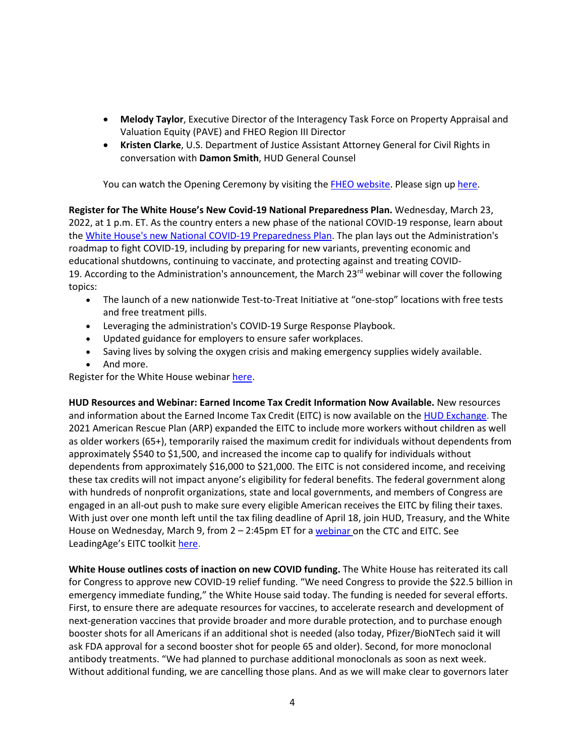- **Melody Taylor**, Executive Director of the Interagency Task Force on Property Appraisal and Valuation Equity (PAVE) and FHEO Region III Director
- **Kristen Clarke**, U.S. Department of Justice Assistant Attorney General for Civil Rights in conversation with **Damon Smith**, HUD General Counsel

You can watch the Opening Ceremony by visiting the FHEO website. Please sign up here.

**Register for The White House's New Covid-19 National Preparedness Plan.** Wednesday, March 23, 2022, at 1 p.m. ET. As the country enters a new phase of the national COVID-19 response, learn about the White House's new National COVID-19 Preparedness Plan. The plan lays out the Administration's roadmap to fight COVID-19, including by preparing for new variants, preventing economic and educational shutdowns, continuing to vaccinate, and protecting against and treating COVID-19. According to the Administration's announcement, the March 23rd webinar will cover the following topics:

- The launch of a new nationwide Test-to-Treat Initiative at "one-stop" locations with free tests and free treatment pills.
- Leveraging the administration's COVID-19 Surge Response Playbook.
- Updated guidance for employers to ensure safer workplaces.
- Saving lives by solving the oxygen crisis and making emergency supplies widely available.
- And more.

Register for the White House webinar here.

**HUD Resources and Webinar: Earned Income Tax Credit Information Now Available.** New resources and information about the Earned Income Tax Credit (EITC) is now available on the HUD Exchange. The 2021 American Rescue Plan (ARP) expanded the EITC to include more workers without children as well as older workers (65+), temporarily raised the maximum credit for individuals without dependents from approximately $540 to $1,500, and increased the income cap to qualify for individuals without dependents from approximately $16,000 to $21,000. The EITC is not considered income, and receiving these tax credits will not impact anyone's eligibility for federal benefits. The federal government along with hundreds of nonprofit organizations, state and local governments, and members of Congress are engaged in an all-out push to make sure every eligible American receives the EITC by filing their taxes. With just over one month left until the tax filing deadline of April 18, join HUD, Treasury, and the White House on Wednesday, March 9, from 2 – 2:45pm ET for a webinar on the CTC and EITC. See LeadingAge's EITC toolkit here.

**White House outlines costs of inaction on new COVID funding.** The White House has reiterated its call for Congress to approve new COVID-19 relief funding. "We need Congress to provide the $22.5 billion in emergency immediate funding," the White House said today. The funding is needed for several efforts. First, to ensure there are adequate resources for vaccines, to accelerate research and development of next-generation vaccines that provide broader and more durable protection, and to purchase enough booster shots for all Americans if an additional shot is needed (also today, Pfizer/BioNTech said it will ask FDA approval for a second booster shot for people 65 and older). Second, for more monoclonal antibody treatments. "We had planned to purchase additional monoclonals as soon as next week. Without additional funding, we are cancelling those plans. And as we will make clear to governors later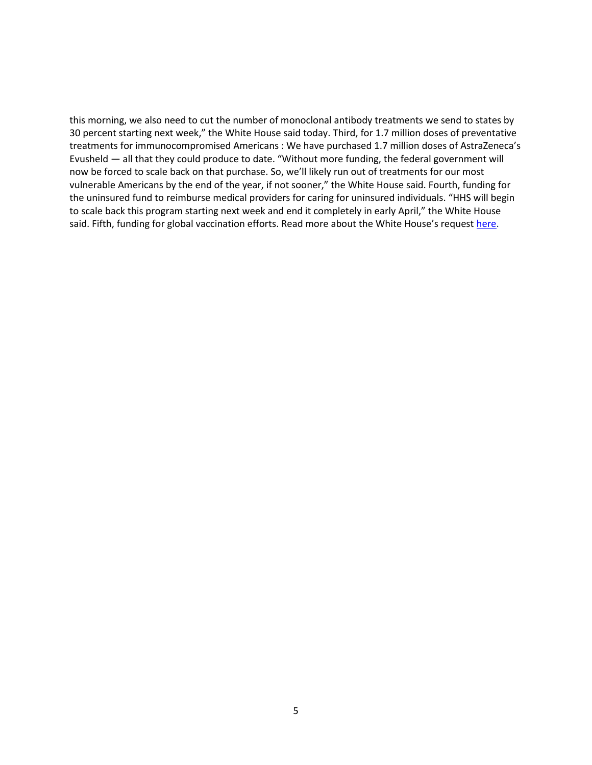this morning, we also need to cut the number of monoclonal antibody treatments we send to states by 30 percent starting next week," the White House said today. Third, for 1.7 million doses of preventative treatments for immunocompromised Americans : We have purchased 1.7 million doses of AstraZeneca's Evusheld — all that they could produce to date. "Without more funding, the federal government will now be forced to scale back on that purchase. So, we'll likely run out of treatments for our most vulnerable Americans by the end of the year, if not sooner," the White House said. Fourth, funding for the uninsured fund to reimburse medical providers for caring for uninsured individuals. "HHS will begin to scale back this program starting next week and end it completely in early April," the White House said. Fifth, funding for global vaccination efforts. Read more about the White House's request here.